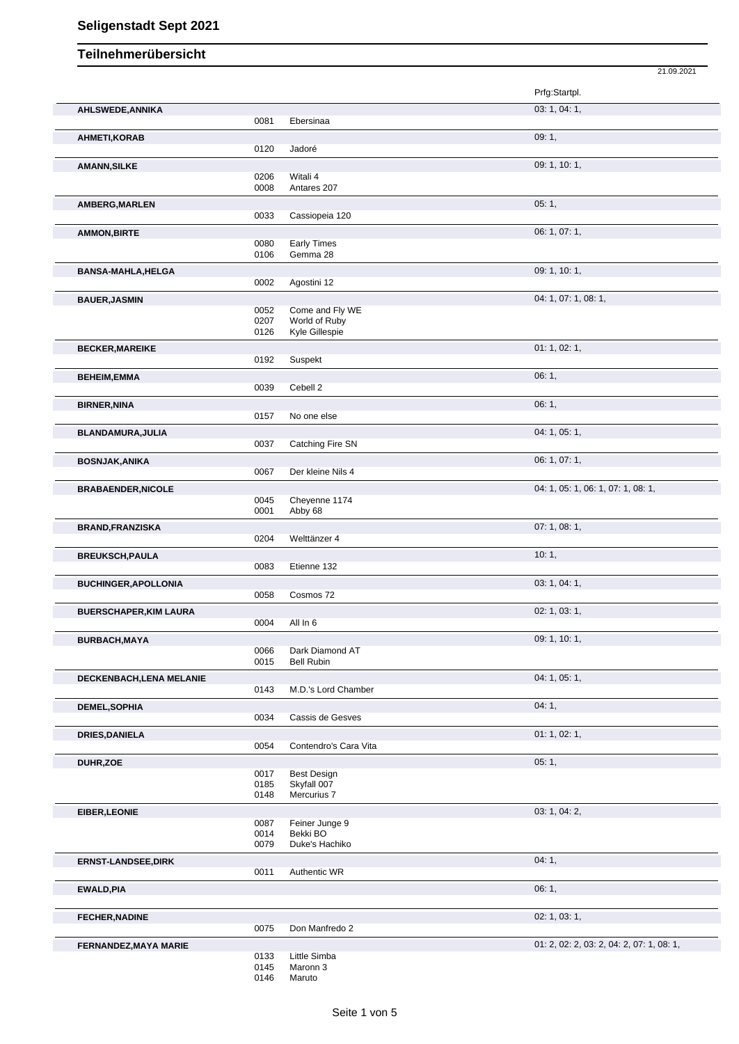# Seligenstadt Sept 2021

## Teilnehmerübersicht

21.09.2021

| Name | Nr. | Pferd | Prfg:Startpl. |
|---|---|---|---|
| **AHLSWEDE,ANNIKA** | | | 03: 1, 04: 1, |
| | 0081 | Ebersinaa | |
| **AHMETI,KORAB** | | | 09: 1, |
| | 0120 | Jadoré | |
| **AMANN,SILKE** | | | 09: 1, 10: 1, |
| | 0206 | Witali 4 | |
| | 0008 | Antares 207 | |
| **AMBERG,MARLEN** | | | 05: 1, |
| | 0033 | Cassiopeia 120 | |
| **AMMON,BIRTE** | | | 06: 1, 07: 1, |
| | 0080 | Early Times | |
| | 0106 | Gemma 28 | |
| **BANSA-MAHLA,HELGA** | | | 09: 1, 10: 1, |
| | 0002 | Agostini 12 | |
| **BAUER,JASMIN** | | | 04: 1, 07: 1, 08: 1, |
| | 0052 | Come and Fly WE | |
| | 0207 | World of Ruby | |
| | 0126 | Kyle Gillespie | |
| **BECKER,MAREIKE** | | | 01: 1, 02: 1, |
| | 0192 | Suspekt | |
| **BEHEIM,EMMA** | | | 06: 1, |
| | 0039 | Cebell 2 | |
| **BIRNER,NINA** | | | 06: 1, |
| | 0157 | No one else | |
| **BLANDAMURA,JULIA** | | | 04: 1, 05: 1, |
| | 0037 | Catching Fire SN | |
| **BOSNJAK,ANIKA** | | | 06: 1, 07: 1, |
| | 0067 | Der kleine Nils 4 | |
| **BRABAENDER,NICOLE** | | | 04: 1, 05: 1, 06: 1, 07: 1, 08: 1, |
| | 0045 | Cheyenne 1174 | |
| | 0001 | Abby 68 | |
| **BRAND,FRANZISKA** | | | 07: 1, 08: 1, |
| | 0204 | Welttänzer 4 | |
| **BREUKSCH,PAULA** | | | 10: 1, |
| | 0083 | Etienne 132 | |
| **BUCHINGER,APOLLONIA** | | | 03: 1, 04: 1, |
| | 0058 | Cosmos 72 | |
| **BUERSCHAPER,KIM LAURA** | | | 02: 1, 03: 1, |
| | 0004 | All In 6 | |
| **BURBACH,MAYA** | | | 09: 1, 10: 1, |
| | 0066 | Dark Diamond AT | |
| | 0015 | Bell Rubin | |
| **DECKENBACH,LENA MELANIE** | | | 04: 1, 05: 1, |
| | 0143 | M.D.'s Lord Chamber | |
| **DEMEL,SOPHIA** | | | 04: 1, |
| | 0034 | Cassis de Gesves | |
| **DRIES,DANIELA** | | | 01: 1, 02: 1, |
| | 0054 | Contendro's Cara Vita | |
| **DUHR,ZOE** | | | 05: 1, |
| | 0017 | Best Design | |
| | 0185 | Skyfall 007 | |
| | 0148 | Mercurius 7 | |
| **EIBER,LEONIE** | | | 03: 1, 04: 2, |
| | 0087 | Feiner Junge 9 | |
| | 0014 | Bekki BO | |
| | 0079 | Duke's Hachiko | |
| **ERNST-LANDSEE,DIRK** | | | 04: 1, |
| | 0011 | Authentic WR | |
| **EWALD,PIA** | | | 06: 1, |
| **FECHER,NADINE** | | | 02: 1, 03: 1, |
| | 0075 | Don Manfredo 2 | |
| **FERNANDEZ,MAYA MARIE** | | | 01: 2, 02: 2, 03: 2, 04: 2, 07: 1, 08: 1, |
| | 0133 | Little Simba | |
| | 0145 | Maronn 3 | |
| | 0146 | Maruto | |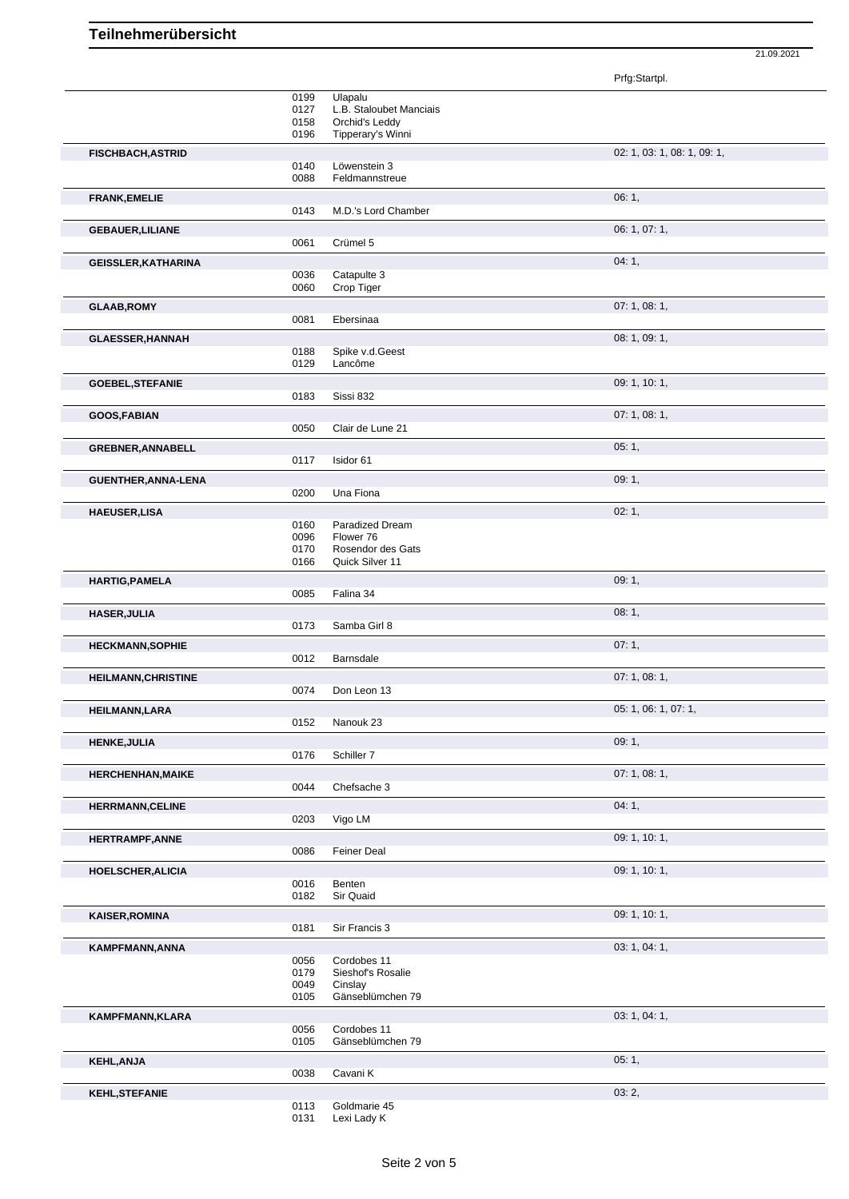# Teilnehmerübersicht

21.09.2021

| Name | Nr. | Pferd | Prfg:Startpl. |
|---|---|---|---|
| | 0199 | Ulapalu | |
| | 0127 | L.B. Staloubet Manciais | |
| | 0158 | Orchid's Leddy | |
| | 0196 | Tipperary's Winni | |
| **FISCHBACH,ASTRID** | | | 02: 1, 03: 1, 08: 1, 09: 1, |
| | 0140 | Löwenstein 3 | |
| | 0088 | Feldmannstreue | |
| **FRANK,EMELIE** | | | 06: 1, |
| | 0143 | M.D.'s Lord Chamber | |
| **GEBAUER,LILIANE** | | | 06: 1, 07: 1, |
| | 0061 | Crümel 5 | |
| **GEISSLER,KATHARINA** | | | 04: 1, |
| | 0036 | Catapulte 3 | |
| | 0060 | Crop Tiger | |
| **GLAAB,ROMY** | | | 07: 1, 08: 1, |
| | 0081 | Ebersinaa | |
| **GLAESSER,HANNAH** | | | 08: 1, 09: 1, |
| | 0188 | Spike v.d.Geest | |
| | 0129 | Lancôme | |
| **GOEBEL,STEFANIE** | | | 09: 1, 10: 1, |
| | 0183 | Sissi 832 | |
| **GOOS,FABIAN** | | | 07: 1, 08: 1, |
| | 0050 | Clair de Lune 21 | |
| **GREBNER,ANNABELL** | | | 05: 1, |
| | 0117 | Isidor 61 | |
| **GUENTHER,ANNA-LENA** | | | 09: 1, |
| | 0200 | Una Fiona | |
| **HAEUSER,LISA** | | | 02: 1, |
| | 0160 | Paradized Dream | |
| | 0096 | Flower 76 | |
| | 0170 | Rosendor des Gats | |
| | 0166 | Quick Silver 11 | |
| **HARTIG,PAMELA** | | | 09: 1, |
| | 0085 | Falina 34 | |
| **HASER,JULIA** | | | 08: 1, |
| | 0173 | Samba Girl 8 | |
| **HECKMANN,SOPHIE** | | | 07: 1, |
| | 0012 | Barnsdale | |
| **HEILMANN,CHRISTINE** | | | 07: 1, 08: 1, |
| | 0074 | Don Leon 13 | |
| **HEILMANN,LARA** | | | 05: 1, 06: 1, 07: 1, |
| | 0152 | Nanouk 23 | |
| **HENKE,JULIA** | | | 09: 1, |
| | 0176 | Schiller 7 | |
| **HERCHENHAN,MAIKE** | | | 07: 1, 08: 1, |
| | 0044 | Chefsache 3 | |
| **HERRMANN,CELINE** | | | 04: 1, |
| | 0203 | Vigo LM | |
| **HERTRAMPF,ANNE** | | | 09: 1, 10: 1, |
| | 0086 | Feiner Deal | |
| **HOELSCHER,ALICIA** | | | 09: 1, 10: 1, |
| | 0016 | Benten | |
| | 0182 | Sir Quaid | |
| **KAISER,ROMINA** | | | 09: 1, 10: 1, |
| | 0181 | Sir Francis 3 | |
| **KAMPFMANN,ANNA** | | | 03: 1, 04: 1, |
| | 0056 | Cordobes 11 | |
| | 0179 | Sieshof's Rosalie | |
| | 0049 | Cinslay | |
| | 0105 | Gänseblümchen 79 | |
| **KAMPFMANN,KLARA** | | | 03: 1, 04: 1, |
| | 0056 | Cordobes 11 | |
| | 0105 | Gänseblümchen 79 | |
| **KEHL,ANJA** | | | 05: 1, |
| | 0038 | Cavani K | |
| **KEHL,STEFANIE** | | | 03: 2, |
| | 0113 | Goldmarie 45 | |
| | 0131 | Lexi Lady K | |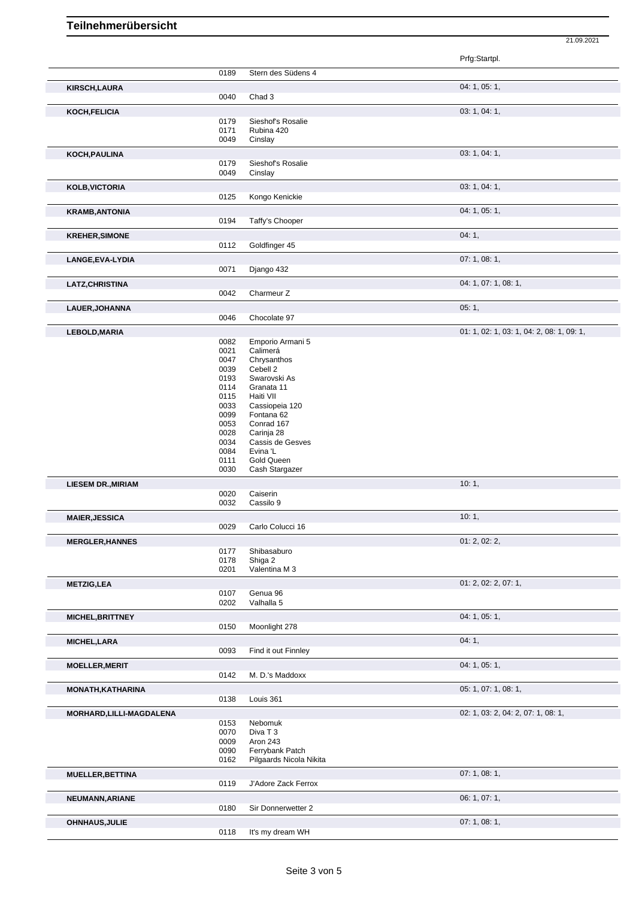# Teilnehmerübersicht

21.09.2021

| Teilnehmer | Nr. | Pferd | Prfg:Startpl. |
|---|---|---|---|
| | 0189 | Stern des Südens 4 | |
| **KIRSCH,LAURA** | | | 04: 1, 05: 1, |
| | 0040 | Chad 3 | |
| **KOCH,FELICIA** | | | 03: 1, 04: 1, |
| | 0179 | Sieshof's Rosalie | |
| | 0171 | Rubina 420 | |
| | 0049 | Cinslay | |
| **KOCH,PAULINA** | | | 03: 1, 04: 1, |
| | 0179 | Sieshof's Rosalie | |
| | 0049 | Cinslay | |
| **KOLB,VICTORIA** | | | 03: 1, 04: 1, |
| | 0125 | Kongo Kenickie | |
| **KRAMB,ANTONIA** | | | 04: 1, 05: 1, |
| | 0194 | Taffy's Chooper | |
| **KREHER,SIMONE** | | | 04: 1, |
| | 0112 | Goldfinger 45 | |
| **LANGE,EVA-LYDIA** | | | 07: 1, 08: 1, |
| | 0071 | Django 432 | |
| **LATZ,CHRISTINA** | | | 04: 1, 07: 1, 08: 1, |
| | 0042 | Charmeur Z | |
| **LAUER,JOHANNA** | | | 05: 1, |
| | 0046 | Chocolate 97 | |
| **LEBOLD,MARIA** | | | 01: 1, 02: 1, 03: 1, 04: 2, 08: 1, 09: 1, |
| | 0082 | Emporio Armani 5 | |
| | 0021 | Calimerá | |
| | 0047 | Chrysanthos | |
| | 0039 | Cebell 2 | |
| | 0193 | Swarovski As | |
| | 0114 | Granata 11 | |
| | 0115 | Haiti VII | |
| | 0033 | Cassiopeia 120 | |
| | 0099 | Fontana 62 | |
| | 0053 | Conrad 167 | |
| | 0028 | Carinja 28 | |
| | 0034 | Cassis de Gesves | |
| | 0084 | Evina 'L | |
| | 0111 | Gold Queen | |
| | 0030 | Cash Stargazer | |
| **LIESEM DR.,MIRIAM** | | | 10: 1, |
| | 0020 | Caiserin | |
| | 0032 | Cassilo 9 | |
| **MAIER,JESSICA** | | | 10: 1, |
| | 0029 | Carlo Colucci 16 | |
| **MERGLER,HANNES** | | | 01: 2, 02: 2, |
| | 0177 | Shibasaburo | |
| | 0178 | Shiga 2 | |
| | 0201 | Valentina M 3 | |
| **METZIG,LEA** | | | 01: 2, 02: 2, 07: 1, |
| | 0107 | Genua 96 | |
| | 0202 | Valhalla 5 | |
| **MICHEL,BRITTNEY** | | | 04: 1, 05: 1, |
| | 0150 | Moonlight 278 | |
| **MICHEL,LARA** | | | 04: 1, |
| | 0093 | Find it out Finnley | |
| **MOELLER,MERIT** | | | 04: 1, 05: 1, |
| | 0142 | M. D.'s Maddoxx | |
| **MONATH,KATHARINA** | | | 05: 1, 07: 1, 08: 1, |
| | 0138 | Louis 361 | |
| **MORHARD,LILLI-MAGDALENA** | | | 02: 1, 03: 2, 04: 2, 07: 1, 08: 1, |
| | 0153 | Nebomuk | |
| | 0070 | Diva T 3 | |
| | 0009 | Aron 243 | |
| | 0090 | Ferrybank Patch | |
| | 0162 | Pilgaards Nicola Nikita | |
| **MUELLER,BETTINA** | | | 07: 1, 08: 1, |
| | 0119 | J'Adore Zack Ferrox | |
| **NEUMANN,ARIANE** | | | 06: 1, 07: 1, |
| | 0180 | Sir Donnerwetter 2 | |
| **OHNHAUS,JULIE** | | | 07: 1, 08: 1, |
| | 0118 | It's my dream WH | |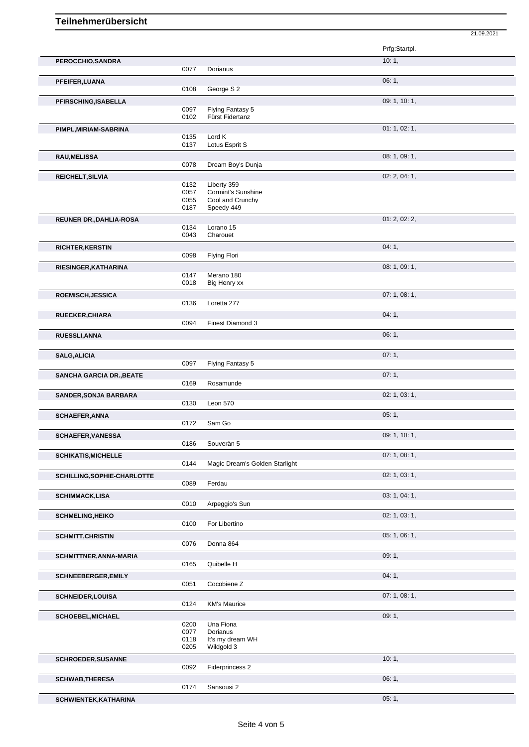# Teilnehmerübersicht

21.09.2021

| Name | Nr. | Pferd | Prfg:Startpl. |
|---|---|---|---|
| **PEROCCHIO,SANDRA** | | | 10: 1, |
| | 0077 | Dorianus | |
| **PFEIFER,LUANA** | | | 06: 1, |
| | 0108 | George S 2 | |
| **PFIRSCHING,ISABELLA** | | | 09: 1, 10: 1, |
| | 0097 | Flying Fantasy 5 | |
| | 0102 | Fürst Fidertanz | |
| **PIMPL,MIRIAM-SABRINA** | | | 01: 1, 02: 1, |
| | 0135 | Lord K | |
| | 0137 | Lotus Esprit S | |
| **RAU,MELISSA** | | | 08: 1, 09: 1, |
| | 0078 | Dream Boy's Dunja | |
| **REICHELT,SILVIA** | | | 02: 2, 04: 1, |
| | 0132 | Liberty 359 | |
| | 0057 | Cormint's Sunshine | |
| | 0055 | Cool and Crunchy | |
| | 0187 | Speedy 449 | |
| **REUNER DR.,DAHLIA-ROSA** | | | 01: 2, 02: 2, |
| | 0134 | Lorano 15 | |
| | 0043 | Charouet | |
| **RICHTER,KERSTIN** | | | 04: 1, |
| | 0098 | Flying Flori | |
| **RIESINGER,KATHARINA** | | | 08: 1, 09: 1, |
| | 0147 | Merano 180 | |
| | 0018 | Big Henry xx | |
| **ROEMISCH,JESSICA** | | | 07: 1, 08: 1, |
| | 0136 | Loretta 277 | |
| **RUECKER,CHIARA** | | | 04: 1, |
| | 0094 | Finest Diamond 3 | |
| **RUESSLI,ANNA** | | | 06: 1, |
| **SALG,ALICIA** | | | 07: 1, |
| | 0097 | Flying Fantasy 5 | |
| **SANCHA GARCIA DR.,BEATE** | | | 07: 1, |
| | 0169 | Rosamunde | |
| **SANDER,SONJA BARBARA** | | | 02: 1, 03: 1, |
| | 0130 | Leon 570 | |
| **SCHAEFER,ANNA** | | | 05: 1, |
| | 0172 | Sam Go | |
| **SCHAEFER,VANESSA** | | | 09: 1, 10: 1, |
| | 0186 | Souverän 5 | |
| **SCHIKATIS,MICHELLE** | | | 07: 1, 08: 1, |
| | 0144 | Magic Dream's Golden Starlight | |
| **SCHILLING,SOPHIE-CHARLOTTE** | | | 02: 1, 03: 1, |
| | 0089 | Ferdau | |
| **SCHIMMACK,LISA** | | | 03: 1, 04: 1, |
| | 0010 | Arpeggio's Sun | |
| **SCHMELING,HEIKO** | | | 02: 1, 03: 1, |
| | 0100 | For Libertino | |
| **SCHMITT,CHRISTIN** | | | 05: 1, 06: 1, |
| | 0076 | Donna 864 | |
| **SCHMITTNER,ANNA-MARIA** | | | 09: 1, |
| | 0165 | Quibelle H | |
| **SCHNEEBERGER,EMILY** | | | 04: 1, |
| | 0051 | Cocobiene Z | |
| **SCHNEIDER,LOUISA** | | | 07: 1, 08: 1, |
| | 0124 | KM's Maurice | |
| **SCHOEBEL,MICHAEL** | | | 09: 1, |
| | 0200 | Una Fiona | |
| | 0077 | Dorianus | |
| | 0118 | It's my dream WH | |
| | 0205 | Wildgold 3 | |
| **SCHROEDER,SUSANNE** | | | 10: 1, |
| | 0092 | Fiderprincess 2 | |
| **SCHWAB,THERESA** | | | 06: 1, |
| | 0174 | Sansousi 2 | |
| **SCHWIENTEK,KATHARINA** | | | 05: 1, |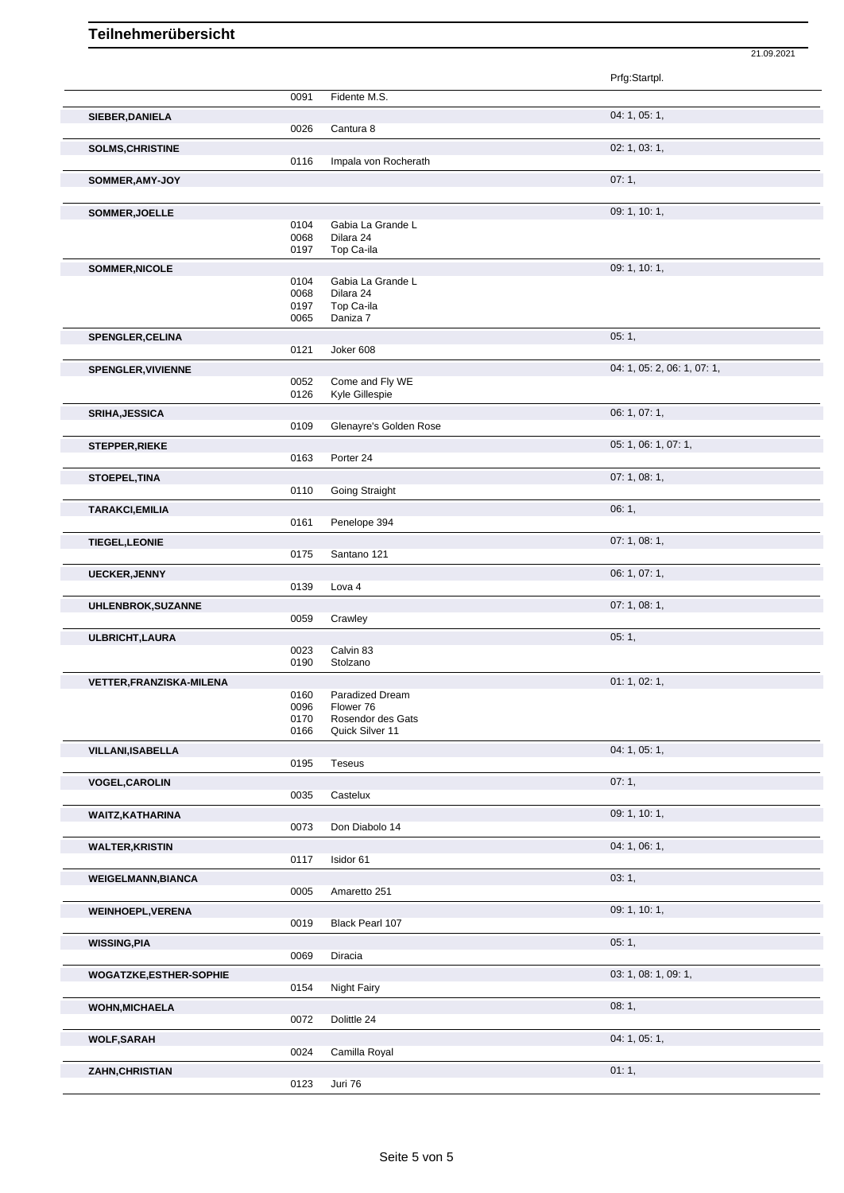# Teilnehmerübersicht

21.09.2021

| | | | Prfg:Startpl. |
|---|---|---|---|
| | 0091 | Fidente M.S. | |
| **SIEBER,DANIELA** | | | 04: 1, 05: 1, |
| | 0026 | Cantura 8 | |
| **SOLMS,CHRISTINE** | | | 02: 1, 03: 1, |
| | 0116 | Impala von Rocherath | |
| **SOMMER,AMY-JOY** | | | 07: 1, |
| **SOMMER,JOELLE** | | | 09: 1, 10: 1, |
| | 0104 | Gabia La Grande L | |
| | 0068 | Dilara 24 | |
| | 0197 | Top Ca-ila | |
| **SOMMER,NICOLE** | | | 09: 1, 10: 1, |
| | 0104 | Gabia La Grande L | |
| | 0068 | Dilara 24 | |
| | 0197 | Top Ca-ila | |
| | 0065 | Daniza 7 | |
| **SPENGLER,CELINA** | | | 05: 1, |
| | 0121 | Joker 608 | |
| **SPENGLER,VIVIENNE** | | | 04: 1, 05: 2, 06: 1, 07: 1, |
| | 0052 | Come and Fly WE | |
| | 0126 | Kyle Gillespie | |
| **SRIHA,JESSICA** | | | 06: 1, 07: 1, |
| | 0109 | Glenayre's Golden Rose | |
| **STEPPER,RIEKE** | | | 05: 1, 06: 1, 07: 1, |
| | 0163 | Porter 24 | |
| **STOEPEL,TINA** | | | 07: 1, 08: 1, |
| | 0110 | Going Straight | |
| **TARAKCI,EMILIA** | | | 06: 1, |
| | 0161 | Penelope 394 | |
| **TIEGEL,LEONIE** | | | 07: 1, 08: 1, |
| | 0175 | Santano 121 | |
| **UECKER,JENNY** | | | 06: 1, 07: 1, |
| | 0139 | Lova 4 | |
| **UHLENBROK,SUZANNE** | | | 07: 1, 08: 1, |
| | 0059 | Crawley | |
| **ULBRICHT,LAURA** | | | 05: 1, |
| | 0023 | Calvin 83 | |
| | 0190 | Stolzano | |
| **VETTER,FRANZISKA-MILENA** | | | 01: 1, 02: 1, |
| | 0160 | Paradized Dream | |
| | 0096 | Flower 76 | |
| | 0170 | Rosendor des Gats | |
| | 0166 | Quick Silver 11 | |
| **VILLANI,ISABELLA** | | | 04: 1, 05: 1, |
| | 0195 | Teseus | |
| **VOGEL,CAROLIN** | | | 07: 1, |
| | 0035 | Castelux | |
| **WAITZ,KATHARINA** | | | 09: 1, 10: 1, |
| | 0073 | Don Diabolo 14 | |
| **WALTER,KRISTIN** | | | 04: 1, 06: 1, |
| | 0117 | Isidor 61 | |
| **WEIGELMANN,BIANCA** | | | 03: 1, |
| | 0005 | Amaretto 251 | |
| **WEINHOEPL,VERENA** | | | 09: 1, 10: 1, |
| | 0019 | Black Pearl 107 | |
| **WISSING,PIA** | | | 05: 1, |
| | 0069 | Diracia | |
| **WOGATZKE,ESTHER-SOPHIE** | | | 03: 1, 08: 1, 09: 1, |
| | 0154 | Night Fairy | |
| **WOHN,MICHAELA** | | | 08: 1, |
| | 0072 | Dolittle 24 | |
| **WOLF,SARAH** | | | 04: 1, 05: 1, |
| | 0024 | Camilla Royal | |
| **ZAHN,CHRISTIAN** | | | 01: 1, |
| | 0123 | Juri 76 | |